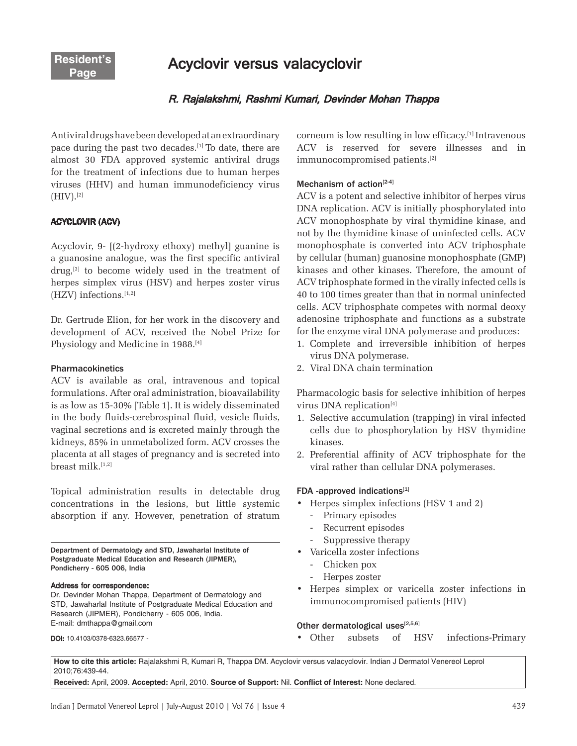Resident's Page

# Acyclovir versus valacyclovir

***R. Rajalakshmi, Rashmi Kumari, Devinder Mohan Thappa***

Antiviral drugs have been developed at an extraordinary pace during the past two decades.[1] To date, there are almost 30 FDA approved systemic antiviral drugs for the treatment of infections due to human herpes viruses (HHV) and human immunodeficiency virus (HIV).[2]

## ACYCLOVIR (ACV)

Acyclovir, 9- [(2-hydroxy ethoxy) methyl] guanine is a guanosine analogue, was the first specific antiviral drug,[3] to become widely used in the treatment of herpes simplex virus (HSV) and herpes zoster virus (HZV) infections.[1,2]

Dr. Gertrude Elion, for her work in the discovery and development of ACV, received the Nobel Prize for Physiology and Medicine in 1988.[4]

### Pharmacokinetics

ACV is available as oral, intravenous and topical formulations. After oral administration, bioavailability is as low as 15-30% [Table 1]. It is widely disseminated in the body fluids-cerebrospinal fluid, vesicle fluids, vaginal secretions and is excreted mainly through the kidneys, 85% in unmetabolized form. ACV crosses the placenta at all stages of pregnancy and is secreted into breast milk.[1,2]

Topical administration results in detectable drug concentrations in the lesions, but little systemic absorption if any. However, penetration of stratum corneum is low resulting in low efficacy.[1] Intravenous ACV is reserved for severe illnesses and in immunocompromised patients.[2]

### Mechanism of action[2-4]

ACV is a potent and selective inhibitor of herpes virus DNA replication. ACV is initially phosphorylated into ACV monophosphate by viral thymidine kinase, and not by the thymidine kinase of uninfected cells. ACV monophosphate is converted into ACV triphosphate by cellular (human) guanosine monophosphate (GMP) kinases and other kinases. Therefore, the amount of ACV triphosphate formed in the virally infected cells is 40 to 100 times greater than that in normal uninfected cells. ACV triphosphate competes with normal deoxy adenosine triphosphate and functions as a substrate for the enzyme viral DNA polymerase and produces:

1. Complete and irreversible inhibition of herpes virus DNA polymerase.
2. Viral DNA chain termination

Pharmacologic basis for selective inhibition of herpes virus DNA replication[4]

1. Selective accumulation (trapping) in viral infected cells due to phosphorylation by HSV thymidine kinases.
2. Preferential affinity of ACV triphosphate for the viral rather than cellular DNA polymerases.

### FDA -approved indications[1]

- Herpes simplex infections (HSV 1 and 2)
  - Primary episodes
  - Recurrent episodes
  - Suppressive therapy
- Varicella zoster infections
  - Chicken pox
  - Herpes zoster
- Herpes simplex or varicella zoster infections in immunocompromised patients (HIV)

### Other dermatological uses[2,5,6]

- Other subsets of HSV infections-Primary

Department of Dermatology and STD, Jawaharlal Institute of Postgraduate Medical Education and Research (JIPMER), Pondicherry - 605 006, India

**Address for correspondence:**
Dr. Devinder Mohan Thappa, Department of Dermatology and STD, Jawaharlal Institute of Postgraduate Medical Education and Research (JIPMER), Pondicherry - 605 006, India.
E-mail: dmthappa@gmail.com

**DOI:** 10.4103/0378-6323.66577 -

**How to cite this article:** Rajalakshmi R, Kumari R, Thappa DM. Acyclovir versus valacyclovir. Indian J Dermatol Venereol Leprol 2010;76:439-44.

**Received:** April, 2009. **Accepted:** April, 2010. **Source of Support:** Nil. **Conflict of Interest:** None declared.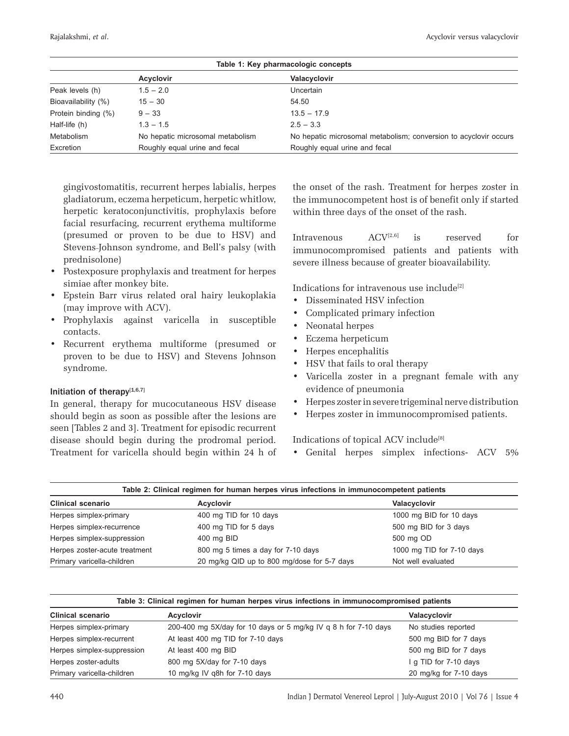| Table 1: Key pharmacologic concepts | | |
|---|---|---|
| | **Acyclovir** | **Valacyclovir** |
| Peak levels (h) | 1.5 – 2.0 | Uncertain |
| Bioavailability (%) | 15 – 30 | 54.50 |
| Protein binding (%) | 9 – 33 | 13.5 – 17.9 |
| Half-life (h) | 1.3 – 1.5 | 2.5 – 3.3 |
| Metabolism | No hepatic microsomal metabolism | No hepatic microsomal metabolism; conversion to acyclovir occurs |
| Excretion | Roughly equal urine and fecal | Roughly equal urine and fecal |

gingivostomatitis, recurrent herpes labialis, herpes gladiatorum, eczema herpeticum, herpetic whitlow, herpetic keratoconjunctivitis, prophylaxis before facial resurfacing, recurrent erythema multiforme (presumed or proven to be due to HSV) and Stevens-Johnson syndrome, and Bell's palsy (with prednisolone)

- Postexposure prophylaxis and treatment for herpes simiae after monkey bite.
- Epstein Barr virus related oral hairy leukoplakia (may improve with ACV).
- Prophylaxis against varicella in susceptible contacts.
- Recurrent erythema multiforme (presumed or proven to be due to HSV) and Stevens Johnson syndrome.

### Initiation of therapy[1,6,7]

In general, therapy for mucocutaneous HSV disease should begin as soon as possible after the lesions are seen [Tables 2 and 3]. Treatment for episodic recurrent disease should begin during the prodromal period. Treatment for varicella should begin within 24 h of the onset of the rash. Treatment for herpes zoster in the immunocompetent host is of benefit only if started within three days of the onset of the rash.

Intravenous ACV[2,6] is reserved for immunocompromised patients and patients with severe illness because of greater bioavailability.

Indications for intravenous use include[2]

- Disseminated HSV infection
- Complicated primary infection
- Neonatal herpes
- Eczema herpeticum
- Herpes encephalitis
- HSV that fails to oral therapy
- Varicella zoster in a pregnant female with any evidence of pneumonia
- Herpes zoster in severe trigeminal nerve distribution
- Herpes zoster in immunocompromised patients.

Indications of topical ACV include[8]

- Genital herpes simplex infections- ACV 5%

**Table 2: Clinical regimen for human herpes virus infections in immunocompetent patients**

| Clinical scenario | Acyclovir | Valacyclovir |
|---|---|---|
| Herpes simplex-primary | 400 mg TID for 10 days | 1000 mg BID for 10 days |
| Herpes simplex-recurrence | 400 mg TID for 5 days | 500 mg BID for 3 days |
| Herpes simplex-suppression | 400 mg BID | 500 mg OD |
| Herpes zoster-acute treatment | 800 mg 5 times a day for 7-10 days | 1000 mg TID for 7-10 days |
| Primary varicella-children | 20 mg/kg QID up to 800 mg/dose for 5-7 days | Not well evaluated |

**Table 3: Clinical regimen for human herpes virus infections in immunocompromised patients**

| Clinical scenario | Acyclovir | Valacyclovir |
|---|---|---|
| Herpes simplex-primary | 200-400 mg 5X/day for 10 days or 5 mg/kg IV q 8 h for 7-10 days | No studies reported |
| Herpes simplex-recurrent | At least 400 mg TID for 7-10 days | 500 mg BID for 7 days |
| Herpes simplex-suppression | At least 400 mg BID | 500 mg BID for 7 days |
| Herpes zoster-adults | 800 mg 5X/day for 7-10 days | I g TID for 7-10 days |
| Primary varicella-children | 10 mg/kg IV q8h for 7-10 days | 20 mg/kg for 7-10 days |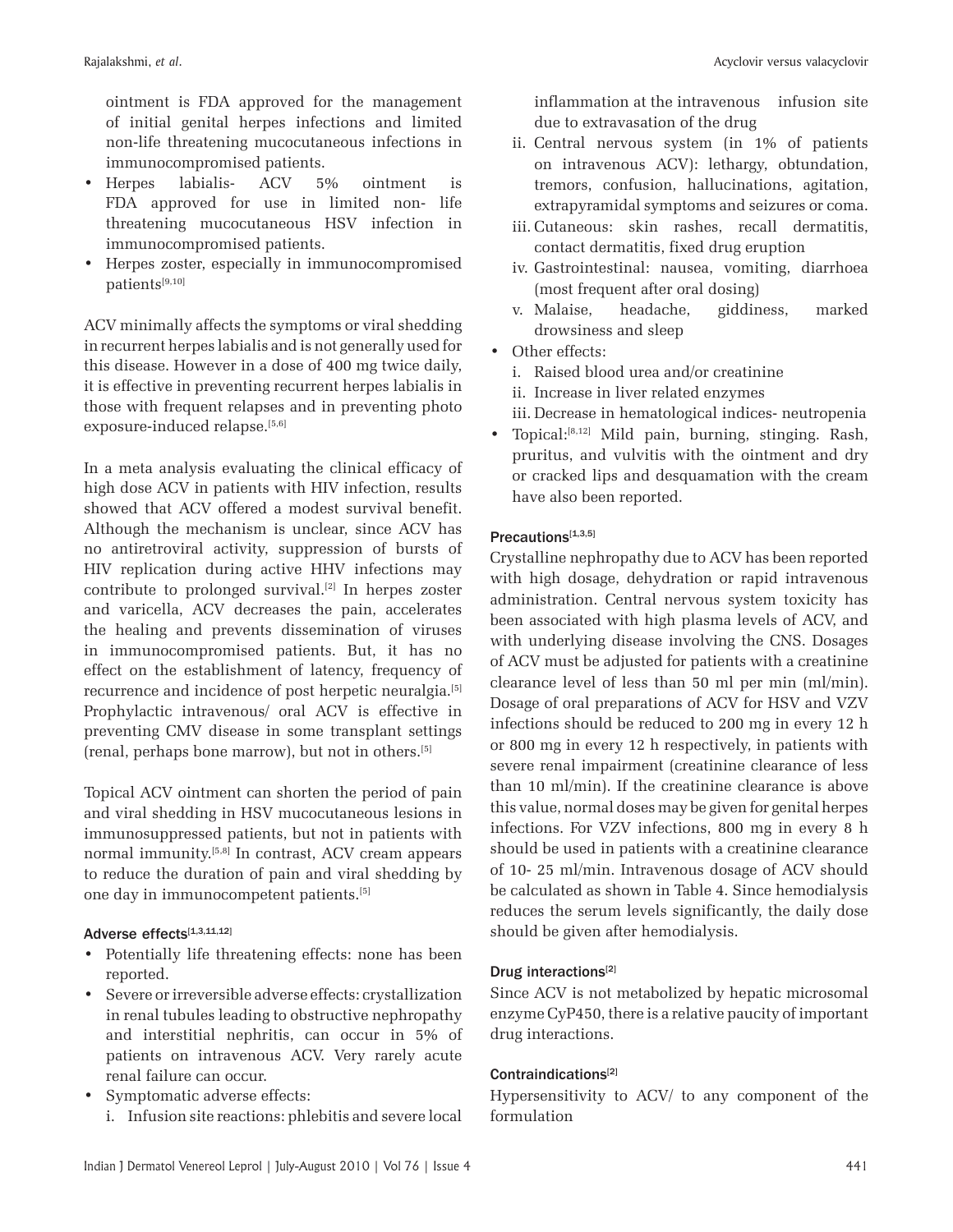ointment is FDA approved for the management of initial genital herpes infections and limited non-life threatening mucocutaneous infections in immunocompromised patients.

- Herpes labialis- ACV 5% ointment is FDA approved for use in limited non- life threatening mucocutaneous HSV infection in immunocompromised patients.
- Herpes zoster, especially in immunocompromised patients[9,10]

ACV minimally affects the symptoms or viral shedding in recurrent herpes labialis and is not generally used for this disease. However in a dose of 400 mg twice daily, it is effective in preventing recurrent herpes labialis in those with frequent relapses and in preventing photo exposure-induced relapse.[5,6]

In a meta analysis evaluating the clinical efficacy of high dose ACV in patients with HIV infection, results showed that ACV offered a modest survival benefit. Although the mechanism is unclear, since ACV has no antiretroviral activity, suppression of bursts of HIV replication during active HHV infections may contribute to prolonged survival.[2] In herpes zoster and varicella, ACV decreases the pain, accelerates the healing and prevents dissemination of viruses in immunocompromised patients. But, it has no effect on the establishment of latency, frequency of recurrence and incidence of post herpetic neuralgia.[5] Prophylactic intravenous/ oral ACV is effective in preventing CMV disease in some transplant settings (renal, perhaps bone marrow), but not in others.[5]

Topical ACV ointment can shorten the period of pain and viral shedding in HSV mucocutaneous lesions in immunosuppressed patients, but not in patients with normal immunity.[5,8] In contrast, ACV cream appears to reduce the duration of pain and viral shedding by one day in immunocompetent patients.[5]

#### Adverse effects[1,3,11,12]

- Potentially life threatening effects: none has been reported.
- Severe or irreversible adverse effects: crystallization in renal tubules leading to obstructive nephropathy and interstitial nephritis, can occur in 5% of patients on intravenous ACV. Very rarely acute renal failure can occur.
- Symptomatic adverse effects:
  - i. Infusion site reactions: phlebitis and severe local inflammation at the intravenous infusion site due to extravasation of the drug
  - ii. Central nervous system (in 1% of patients on intravenous ACV): lethargy, obtundation, tremors, confusion, hallucinations, agitation, extrapyramidal symptoms and seizures or coma.
  - iii. Cutaneous: skin rashes, recall dermatitis, contact dermatitis, fixed drug eruption
  - iv. Gastrointestinal: nausea, vomiting, diarrhoea (most frequent after oral dosing)
  - v. Malaise, headache, giddiness, marked drowsiness and sleep
- Other effects:
  - i. Raised blood urea and/or creatinine
  - ii. Increase in liver related enzymes
  - iii. Decrease in hematological indices- neutropenia
- Topical:[8,12] Mild pain, burning, stinging. Rash, pruritus, and vulvitis with the ointment and dry or cracked lips and desquamation with the cream have also been reported.

#### Precautions[1,3,5]

Crystalline nephropathy due to ACV has been reported with high dosage, dehydration or rapid intravenous administration. Central nervous system toxicity has been associated with high plasma levels of ACV, and with underlying disease involving the CNS. Dosages of ACV must be adjusted for patients with a creatinine clearance level of less than 50 ml per min (ml/min). Dosage of oral preparations of ACV for HSV and VZV infections should be reduced to 200 mg in every 12 h or 800 mg in every 12 h respectively, in patients with severe renal impairment (creatinine clearance of less than 10 ml/min). If the creatinine clearance is above this value, normal doses may be given for genital herpes infections. For VZV infections, 800 mg in every 8 h should be used in patients with a creatinine clearance of 10- 25 ml/min. Intravenous dosage of ACV should be calculated as shown in Table 4. Since hemodialysis reduces the serum levels significantly, the daily dose should be given after hemodialysis.

#### Drug interactions[2]

Since ACV is not metabolized by hepatic microsomal enzyme CyP450, there is a relative paucity of important drug interactions.

#### Contraindications[2]

Hypersensitivity to ACV/ to any component of the formulation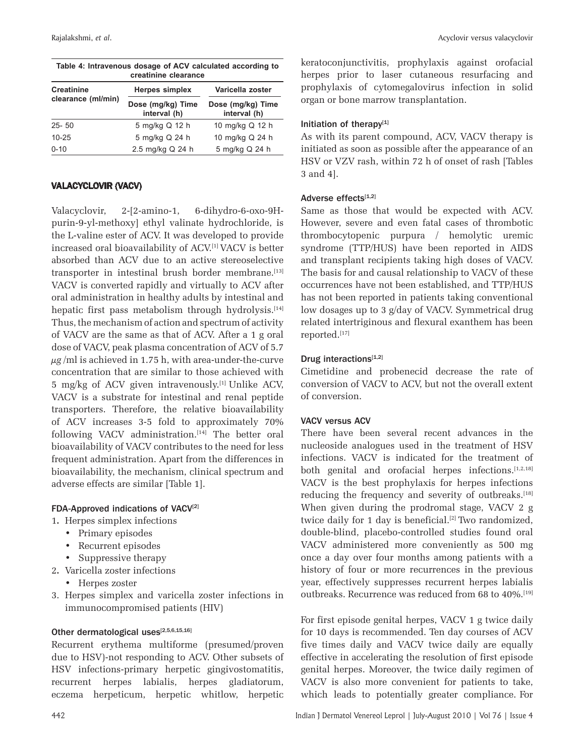**Table 4: Intravenous dosage of ACV calculated according to creatinine clearance**

| Creatinine clearance (ml/min) | Herpes simplex | Varicella zoster |
|---|---|---|
| | Dose (mg/kg) Time interval (h) | Dose (mg/kg) Time interval (h) |
| 25- 50 | 5 mg/kg Q 12 h | 10 mg/kg Q 12 h |
| 10-25 | 5 mg/kg Q 24 h | 10 mg/kg Q 24 h |
| 0-10 | 2.5 mg/kg Q 24 h | 5 mg/kg Q 24 h |

## VALACYCLOVIR (VACV)

Valacyclovir, 2-[2-amino-1, 6-dihydro-6-oxo-9H-purin-9-yl-methoxy] ethyl valinate hydrochloride, is the L-valine ester of ACV. It was developed to provide increased oral bioavailability of ACV.[1] VACV is better absorbed than ACV due to an active stereoselective transporter in intestinal brush border membrane.[13] VACV is converted rapidly and virtually to ACV after oral administration in healthy adults by intestinal and hepatic first pass metabolism through hydrolysis.[14] Thus, the mechanism of action and spectrum of activity of VACV are the same as that of ACV. After a 1 g oral dose of VACV, peak plasma concentration of ACV of 5.7 $\mu g$ /ml is achieved in 1.75 h, with area-under-the-curve concentration that are similar to those achieved with 5 mg/kg of ACV given intravenously.[1] Unlike ACV, VACV is a substrate for intestinal and renal peptide transporters. Therefore, the relative bioavailability of ACV increases 3-5 fold to approximately 70% following VACV administration.[14] The better oral bioavailability of VACV contributes to the need for less frequent administration. Apart from the differences in bioavailability, the mechanism, clinical spectrum and adverse effects are similar [Table 1].

### FDA-Approved indications of VACV[2]

1. Herpes simplex infections
   - Primary episodes
   - Recurrent episodes
   - Suppressive therapy
2. Varicella zoster infections
   - Herpes zoster
3. Herpes simplex and varicella zoster infections in immunocompromised patients (HIV)

### Other dermatological uses[2,5,6,15,16]

Recurrent erythema multiforme (presumed/proven due to HSV)-not responding to ACV. Other subsets of HSV infections-primary herpetic gingivostomatitis, recurrent herpes labialis, herpes gladiatorum, eczema herpeticum, herpetic whitlow, herpetic keratoconjunctivitis, prophylaxis against orofacial herpes prior to laser cutaneous resurfacing and prophylaxis of cytomegalovirus infection in solid organ or bone marrow transplantation.

### Initiation of therapy[1]

As with its parent compound, ACV, VACV therapy is initiated as soon as possible after the appearance of an HSV or VZV rash, within 72 h of onset of rash [Tables 3 and 4].

### Adverse effects[1,2]

Same as those that would be expected with ACV. However, severe and even fatal cases of thrombotic thrombocytopenic purpura / hemolytic uremic syndrome (TTP/HUS) have been reported in AIDS and transplant recipients taking high doses of VACV. The basis for and causal relationship to VACV of these occurrences have not been established, and TTP/HUS has not been reported in patients taking conventional low dosages up to 3 g/day of VACV. Symmetrical drug related intertriginous and flexural exanthem has been reported.[17]

### Drug interactions[1,2]

Cimetidine and probenecid decrease the rate of conversion of VACV to ACV, but not the overall extent of conversion.

### VACV versus ACV

There have been several recent advances in the nucleoside analogues used in the treatment of HSV infections. VACV is indicated for the treatment of both genital and orofacial herpes infections.[1,2,18] VACV is the best prophylaxis for herpes infections reducing the frequency and severity of outbreaks.[18] When given during the prodromal stage, VACV 2 g twice daily for 1 day is beneficial.[2] Two randomized, double-blind, placebo-controlled studies found oral VACV administered more conveniently as 500 mg once a day over four months among patients with a history of four or more recurrences in the previous year, effectively suppresses recurrent herpes labialis outbreaks. Recurrence was reduced from 68 to 40%.[19]

For first episode genital herpes, VACV 1 g twice daily for 10 days is recommended. Ten day courses of ACV five times daily and VACV twice daily are equally effective in accelerating the resolution of first episode genital herpes. Moreover, the twice daily regimen of VACV is also more convenient for patients to take, which leads to potentially greater compliance. For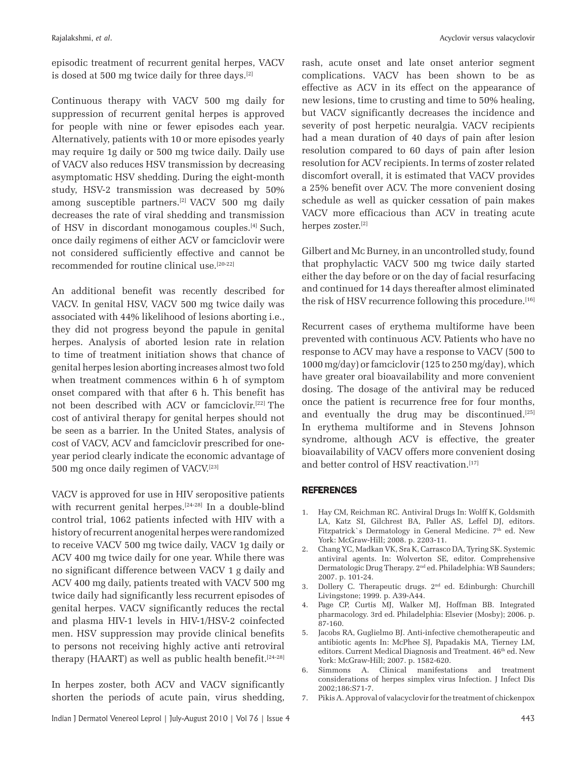episodic treatment of recurrent genital herpes, VACV is dosed at 500 mg twice daily for three days.[2]

Continuous therapy with VACV 500 mg daily for suppression of recurrent genital herpes is approved for people with nine or fewer episodes each year. Alternatively, patients with 10 or more episodes yearly may require 1g daily or 500 mg twice daily. Daily use of VACV also reduces HSV transmission by decreasing asymptomatic HSV shedding. During the eight-month study, HSV-2 transmission was decreased by 50% among susceptible partners.[2] VACV 500 mg daily decreases the rate of viral shedding and transmission of HSV in discordant monogamous couples.[4] Such, once daily regimens of either ACV or famciclovir were not considered sufficiently effective and cannot be recommended for routine clinical use.[20-22]

An additional benefit was recently described for VACV. In genital HSV, VACV 500 mg twice daily was associated with 44% likelihood of lesions aborting i.e., they did not progress beyond the papule in genital herpes. Analysis of aborted lesion rate in relation to time of treatment initiation shows that chance of genital herpes lesion aborting increases almost two fold when treatment commences within 6 h of symptom onset compared with that after 6 h. This benefit has not been described with ACV or famciclovir.[22] The cost of antiviral therapy for genital herpes should not be seen as a barrier. In the United States, analysis of cost of VACV, ACV and famciclovir prescribed for one-year period clearly indicate the economic advantage of 500 mg once daily regimen of VACV.[23]

VACV is approved for use in HIV seropositive patients with recurrent genital herpes.[24-28] In a double-blind control trial, 1062 patients infected with HIV with a history of recurrent anogenital herpes were randomized to receive VACV 500 mg twice daily, VACV 1g daily or ACV 400 mg twice daily for one year. While there was no significant difference between VACV 1 g daily and ACV 400 mg daily, patients treated with VACV 500 mg twice daily had significantly less recurrent episodes of genital herpes. VACV significantly reduces the rectal and plasma HIV-1 levels in HIV-1/HSV-2 coinfected men. HSV suppression may provide clinical benefits to persons not receiving highly active anti retroviral therapy (HAART) as well as public health benefit.[24-28]

In herpes zoster, both ACV and VACV significantly shorten the periods of acute pain, virus shedding, rash, acute onset and late onset anterior segment complications. VACV has been shown to be as effective as ACV in its effect on the appearance of new lesions, time to crusting and time to 50% healing, but VACV significantly decreases the incidence and severity of post herpetic neuralgia. VACV recipients had a mean duration of 40 days of pain after lesion resolution compared to 60 days of pain after lesion resolution for ACV recipients. In terms of zoster related discomfort overall, it is estimated that VACV provides a 25% benefit over ACV. The more convenient dosing schedule as well as quicker cessation of pain makes VACV more efficacious than ACV in treating acute herpes zoster.[2]

Gilbert and Mc Burney, in an uncontrolled study, found that prophylactic VACV 500 mg twice daily started either the day before or on the day of facial resurfacing and continued for 14 days thereafter almost eliminated the risk of HSV recurrence following this procedure.[16]

Recurrent cases of erythema multiforme have been prevented with continuous ACV. Patients who have no response to ACV may have a response to VACV (500 to 1000 mg/day) or famciclovir (125 to 250 mg/day), which have greater oral bioavailability and more convenient dosing. The dosage of the antiviral may be reduced once the patient is recurrence free for four months, and eventually the drug may be discontinued.[25] In erythema multiforme and in Stevens Johnson syndrome, although ACV is effective, the greater bioavailability of VACV offers more convenient dosing and better control of HSV reactivation.[17]

## REFERENCES

1. Hay CM, Reichman RC. Antiviral Drugs In: Wolff K, Goldsmith LA, Katz SI, Gilchrest BA, Paller AS, Leffel DJ, editors. Fitzpatrick`s Dermatology in General Medicine. 7th ed. New York: McGraw-Hill; 2008. p. 2203-11.
2. Chang YC, Madkan VK, Sra K, Carrasco DA, Tyring SK. Systemic antiviral agents. In: Wolverton SE, editor. Comprehensive Dermatologic Drug Therapy. 2nd ed. Philadelphia: WB Saunders; 2007. p. 101-24.
3. Dollery C. Therapeutic drugs. 2nd ed. Edinburgh: Churchill Livingstone; 1999. p. A39-A44.
4. Page CP, Curtis MJ, Walker MJ, Hoffman BB. Integrated pharmacology. 3rd ed. Philadelphia: Elsevier (Mosby); 2006. p. 87-160.
5. Jacobs RA, Guglielmo BJ. Anti-infective chemotherapeutic and antibiotic agents In: McPhee SJ, Papadakis MA, Tierney LM, editors. Current Medical Diagnosis and Treatment. 46th ed. New York: McGraw-Hill; 2007. p. 1582-620.
6. Simmons A. Clinical manifestations and treatment considerations of herpes simplex virus Infection. J Infect Dis 2002;186:S71-7.
7. Pikis A. Approval of valacyclovir for the treatment of chickenpox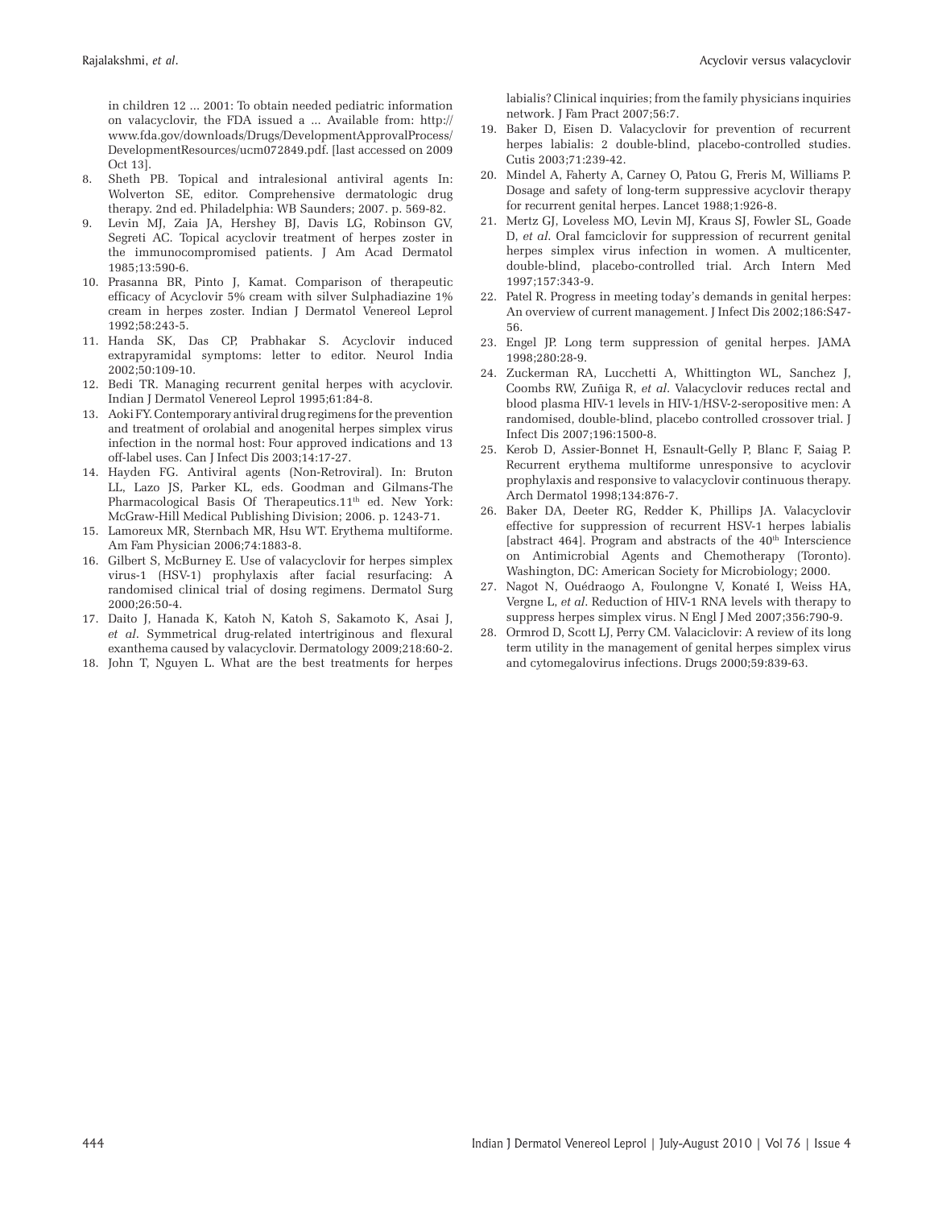in children 12 ... 2001: To obtain needed pediatric information on valacyclovir, the FDA issued a ... Available from: http://www.fda.gov/downloads/Drugs/DevelopmentApprovalProcess/DevelopmentResources/ucm072849.pdf. [last accessed on 2009 Oct 13].

8. Sheth PB. Topical and intralesional antiviral agents In: Wolverton SE, editor. Comprehensive dermatologic drug therapy. 2nd ed. Philadelphia: WB Saunders; 2007. p. 569-82.
9. Levin MJ, Zaia JA, Hershey BJ, Davis LG, Robinson GV, Segreti AC. Topical acyclovir treatment of herpes zoster in the immunocompromised patients. J Am Acad Dermatol 1985;13:590-6.
10. Prasanna BR, Pinto J, Kamat. Comparison of therapeutic efficacy of Acyclovir 5% cream with silver Sulphadiazine 1% cream in herpes zoster. Indian J Dermatol Venereol Leprol 1992;58:243-5.
11. Handa SK, Das CP, Prabhakar S. Acyclovir induced extrapyramidal symptoms: letter to editor. Neurol India 2002;50:109-10.
12. Bedi TR. Managing recurrent genital herpes with acyclovir. Indian J Dermatol Venereol Leprol 1995;61:84-8.
13. Aoki FY. Contemporary antiviral drug regimens for the prevention and treatment of orolabial and anogenital herpes simplex virus infection in the normal host: Four approved indications and 13 off-label uses. Can J Infect Dis 2003;14:17-27.
14. Hayden FG. Antiviral agents (Non-Retroviral). In: Bruton LL, Lazo JS, Parker KL, eds. Goodman and Gilmans-The Pharmacological Basis Of Therapeutics.11th ed. New York: McGraw-Hill Medical Publishing Division; 2006. p. 1243-71.
15. Lamoreux MR, Sternbach MR, Hsu WT. Erythema multiforme. Am Fam Physician 2006;74:1883-8.
16. Gilbert S, McBurney E. Use of valacyclovir for herpes simplex virus-1 (HSV-1) prophylaxis after facial resurfacing: A randomised clinical trial of dosing regimens. Dermatol Surg 2000;26:50-4.
17. Daito J, Hanada K, Katoh N, Katoh S, Sakamoto K, Asai J, *et al*. Symmetrical drug-related intertriginous and flexural exanthema caused by valacyclovir. Dermatology 2009;218:60-2.
18. John T, Nguyen L. What are the best treatments for herpes labialis? Clinical inquiries; from the family physicians inquiries network. J Fam Pract 2007;56:7.
19. Baker D, Eisen D. Valacyclovir for prevention of recurrent herpes labialis: 2 double-blind, placebo-controlled studies. Cutis 2003;71:239-42.
20. Mindel A, Faherty A, Carney O, Patou G, Freris M, Williams P. Dosage and safety of long-term suppressive acyclovir therapy for recurrent genital herpes. Lancet 1988;1:926-8.
21. Mertz GJ, Loveless MO, Levin MJ, Kraus SJ, Fowler SL, Goade D, *et al*. Oral famciclovir for suppression of recurrent genital herpes simplex virus infection in women. A multicenter, double-blind, placebo-controlled trial. Arch Intern Med 1997;157:343-9.
22. Patel R. Progress in meeting today's demands in genital herpes: An overview of current management. J Infect Dis 2002;186:S47-56.
23. Engel JP. Long term suppression of genital herpes. JAMA 1998;280:28-9.
24. Zuckerman RA, Lucchetti A, Whittington WL, Sanchez J, Coombs RW, Zuñiga R, *et al*. Valacyclovir reduces rectal and blood plasma HIV-1 levels in HIV-1/HSV-2-seropositive men: A randomised, double-blind, placebo controlled crossover trial. J Infect Dis 2007;196:1500-8.
25. Kerob D, Assier-Bonnet H, Esnault-Gelly P, Blanc F, Saiag P. Recurrent erythema multiforme unresponsive to acyclovir prophylaxis and responsive to valacyclovir continuous therapy. Arch Dermatol 1998;134:876-7.
26. Baker DA, Deeter RG, Redder K, Phillips JA. Valacyclovir effective for suppression of recurrent HSV-1 herpes labialis [abstract 464]. Program and abstracts of the 40th Interscience on Antimicrobial Agents and Chemotherapy (Toronto). Washington, DC: American Society for Microbiology; 2000.
27. Nagot N, Ouédraogo A, Foulongne V, Konaté I, Weiss HA, Vergne L, *et al*. Reduction of HIV-1 RNA levels with therapy to suppress herpes simplex virus. N Engl J Med 2007;356:790-9.
28. Ormrod D, Scott LJ, Perry CM. Valaciclovir: A review of its long term utility in the management of genital herpes simplex virus and cytomegalovirus infections. Drugs 2000;59:839-63.